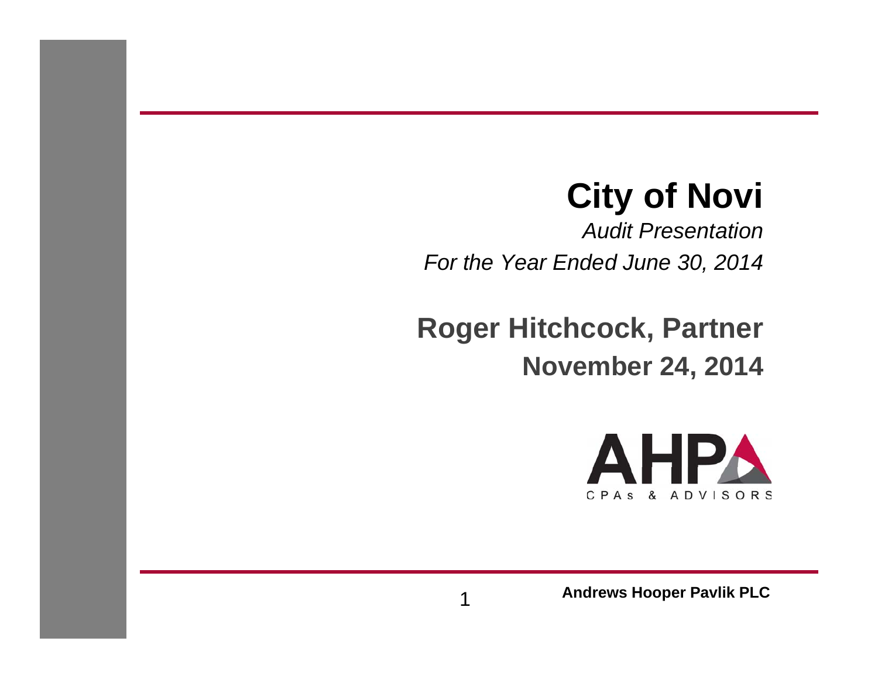# City of Novi

*Audit Presentation*

*For the Year Ended June 30, 2014*

## Roger Hitchcock, Partner

**November 24, 2014**

AHP

CPAs & ADVISORS

**Andrews Hooper Pavlik PLC**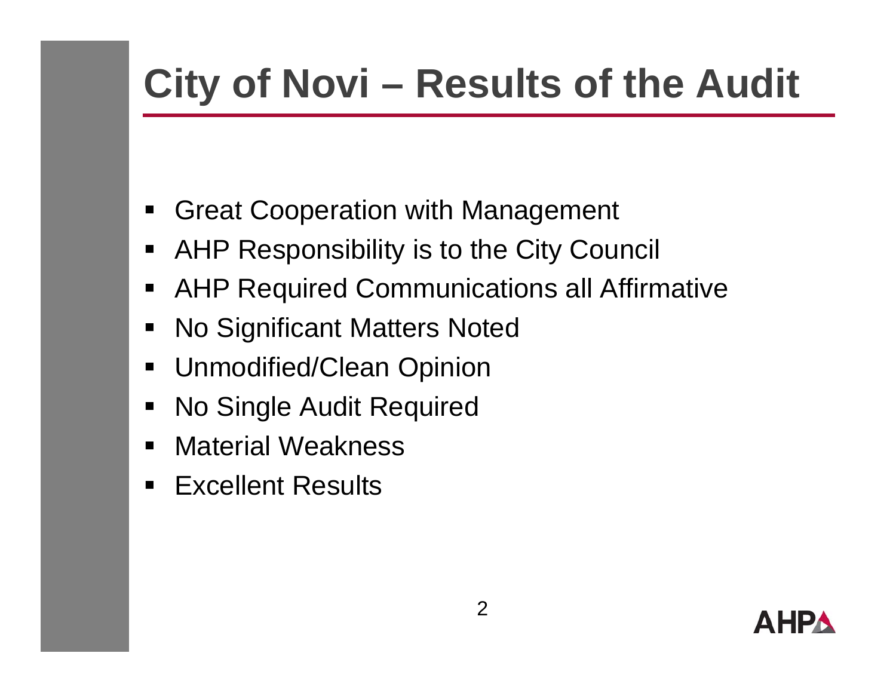# City of Novi – Results of the Audit

- Great Cooperation with Management
- AHP Responsibility is to the City Council
- AHP Required Communications all Affirmative
- No Significant Matters Noted
- Unmodified/Clean Opinion
- No Single Audit Required
- Material Weakness
- Excellent Results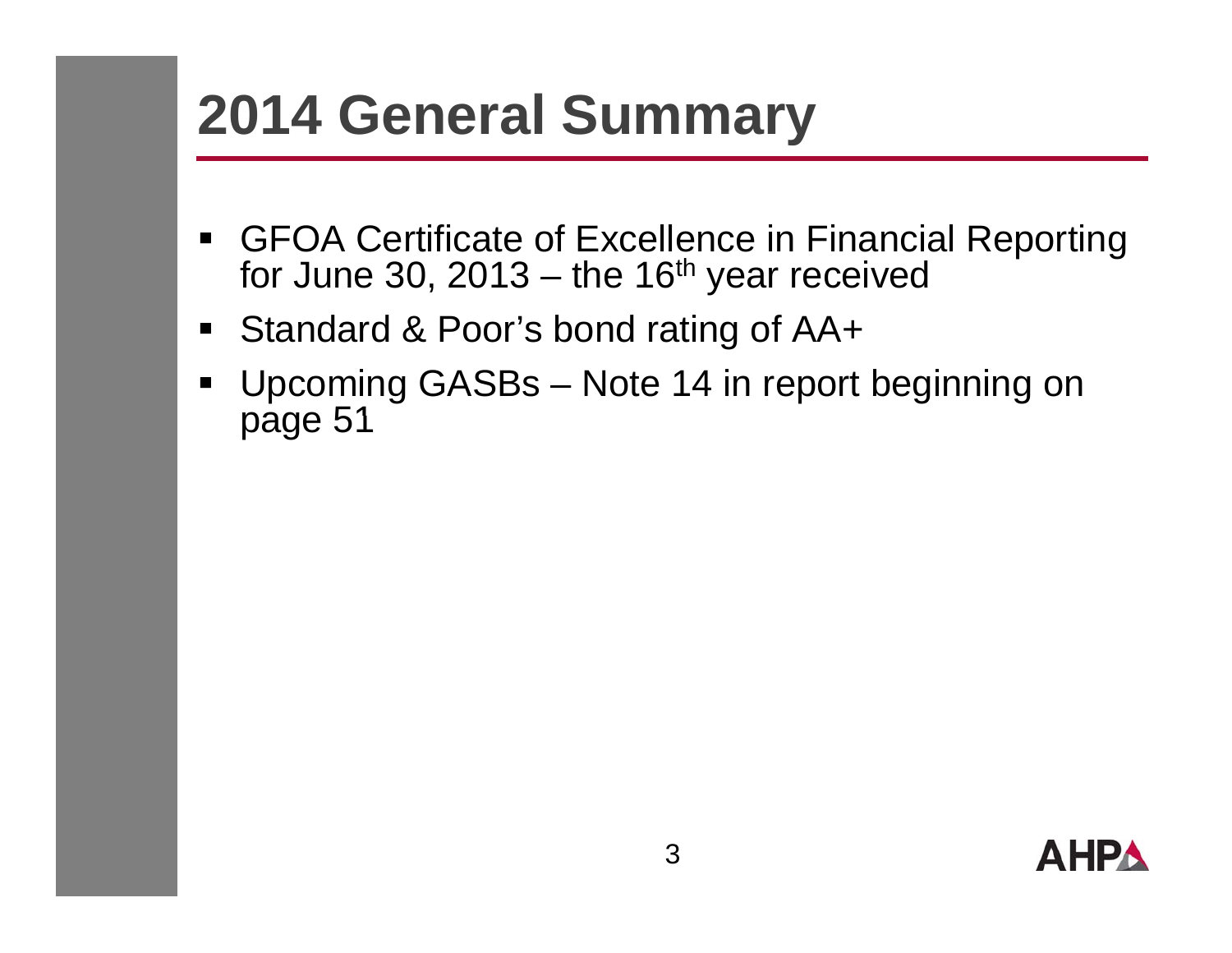# 2014 General Summary

- GFOA Certificate of Excellence in Financial Reporting for June 30, 2013 – the 16th year received
- Standard & Poor's bond rating of AA+
- Upcoming GASBs – Note 14 in report beginning on page 51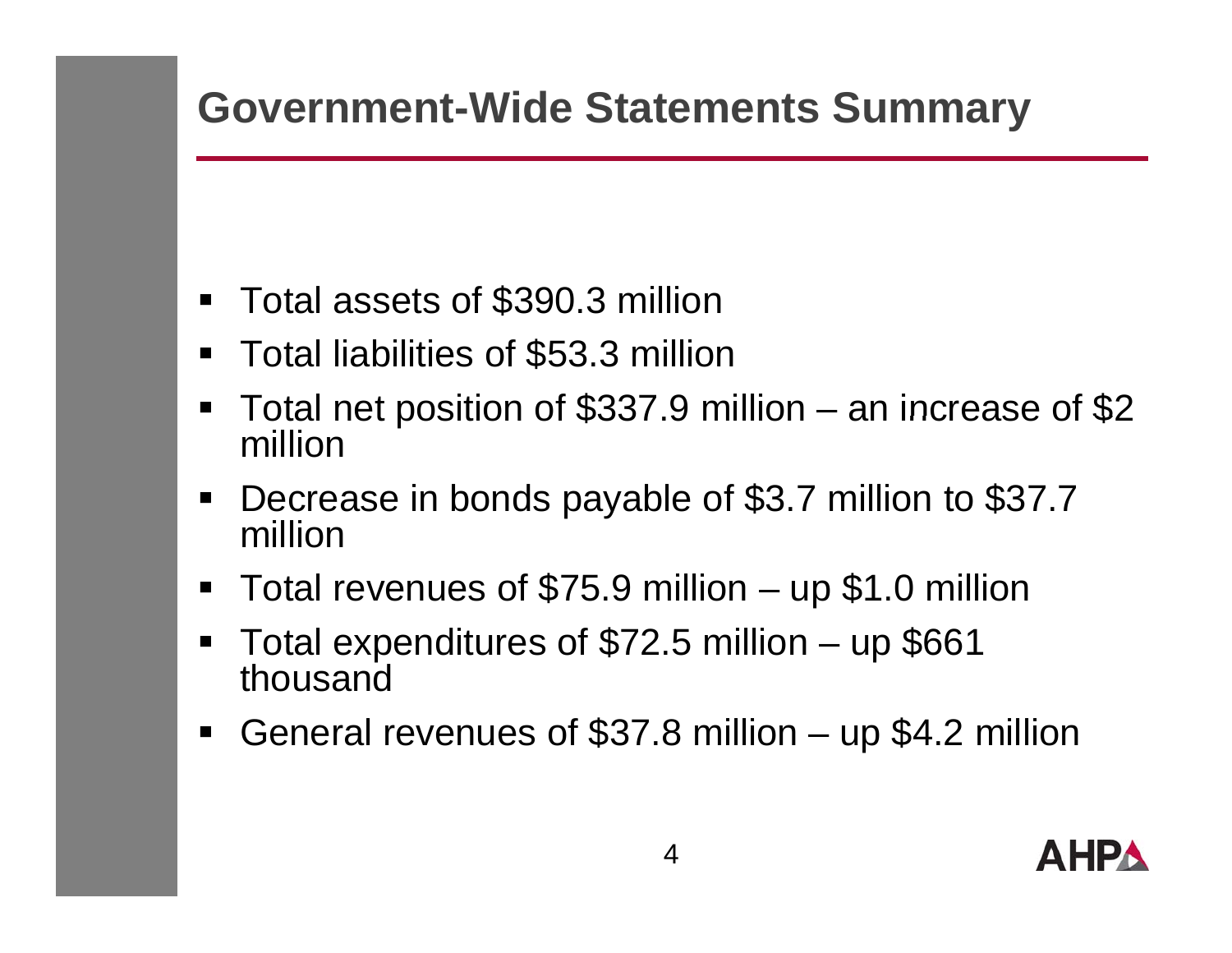# Government-Wide Statements Summary

- Total assets of $390.3 million
- Total liabilities of $53.3 million
- Total net position of $337.9 million – an increase of $2 million
- Decrease in bonds payable of $3.7 million to $37.7 million
- Total revenues of $75.9 million – up $1.0 million
- Total expenditures of $72.5 million – up $661 thousand
- General revenues of $37.8 million – up $4.2 million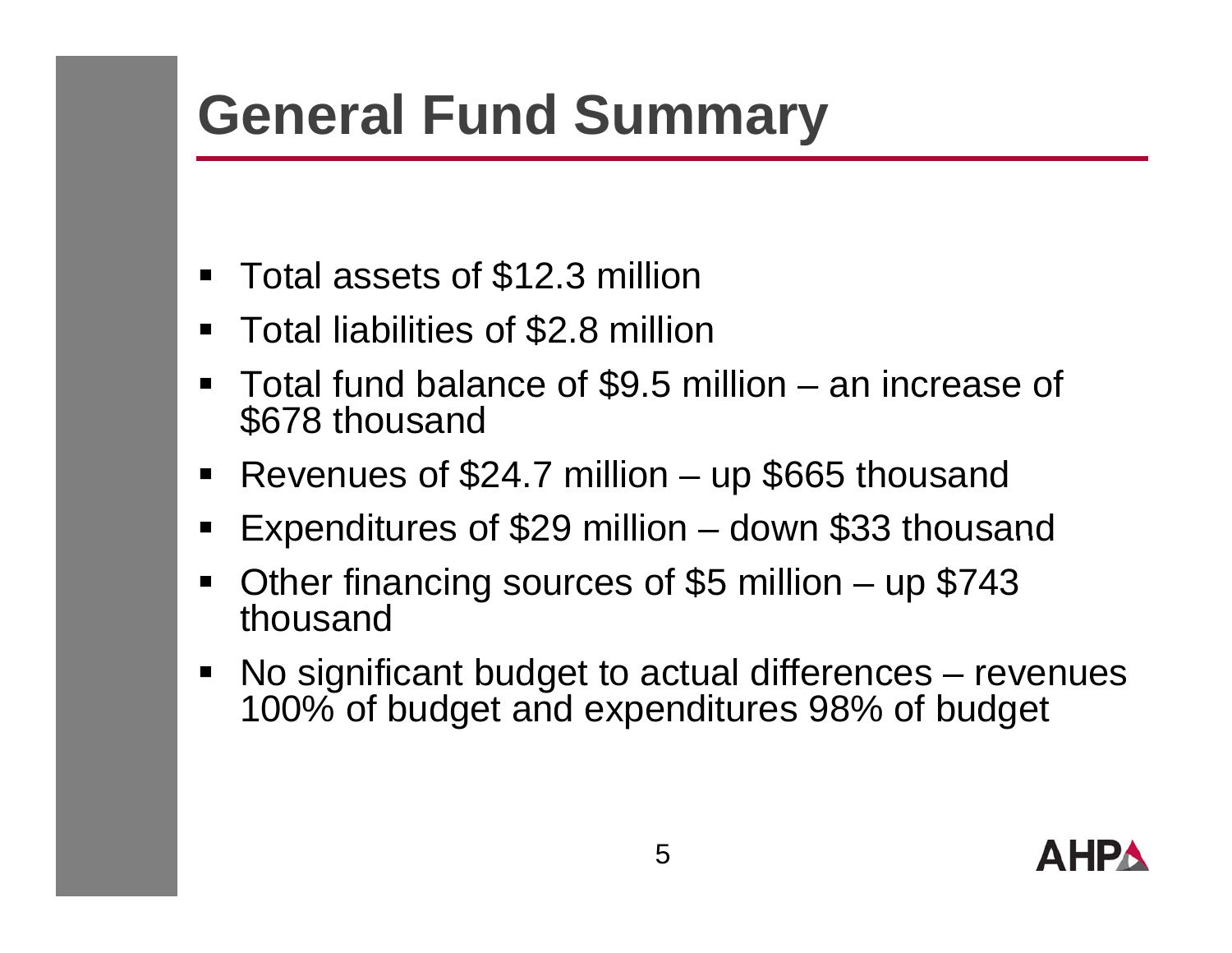# General Fund Summary

- Total assets of $12.3 million
- Total liabilities of $2.8 million
- Total fund balance of $9.5 million – an increase of $678 thousand
- Revenues of $24.7 million – up $665 thousand
- Expenditures of $29 million – down $33 thousand
- Other financing sources of $5 million – up $743 thousand
- No significant budget to actual differences – revenues 100% of budget and expenditures 98% of budget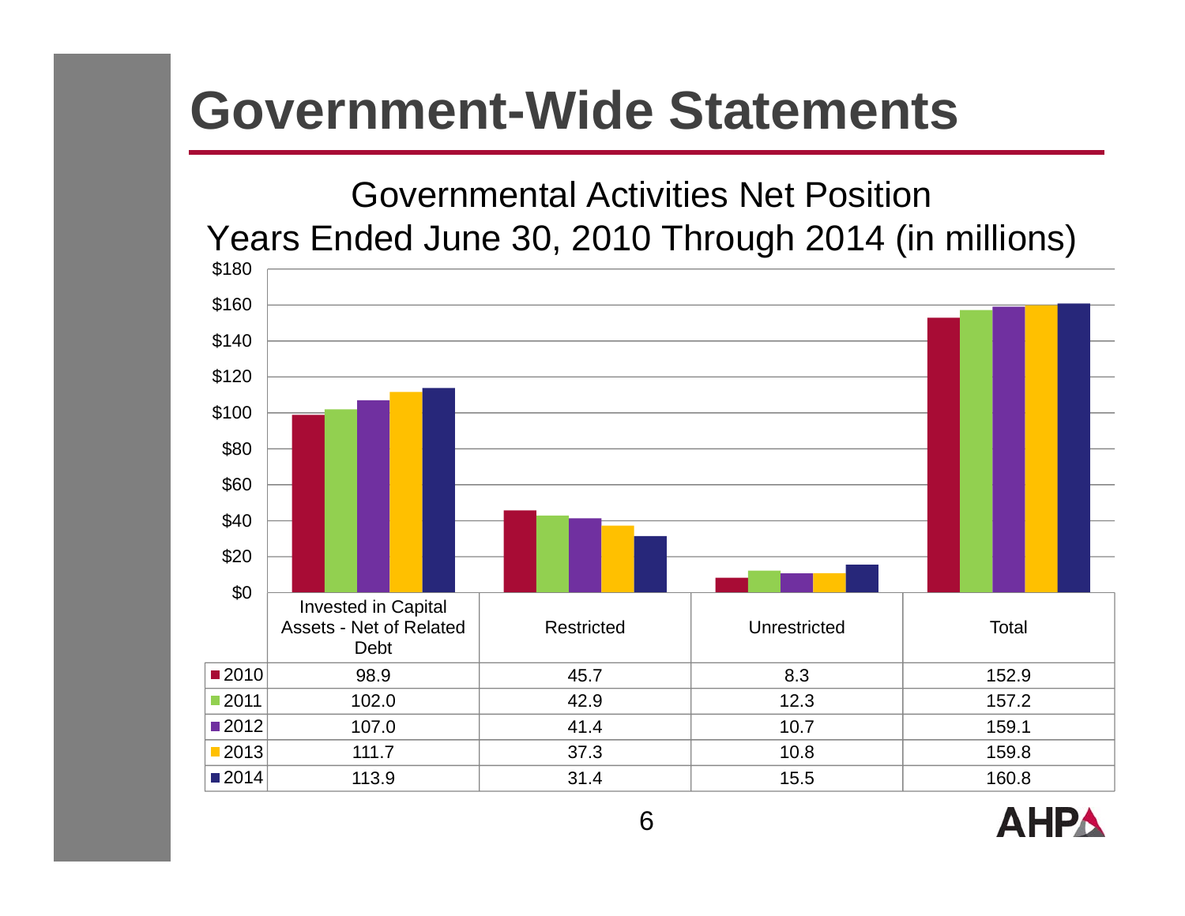# Government-Wide Statements

## Governmental Activities Net Position
## Years Ended June 30, 2010 Through 2014 (in millions)

| | Invested in Capital Assets - Net of Related Debt | Restricted | Unrestricted | Total |
|---|---|---|---|---|
| 2010 | 98.9 | 45.7 | 8.3 | 152.9 |
| 2011 | 102.0 | 42.9 | 12.3 | 157.2 |
| 2012 | 107.0 | 41.4 | 10.7 | 159.1 |
| 2013 | 111.7 | 37.3 | 10.8 | 159.8 |
| 2014 | 113.9 | 31.4 | 15.5 | 160.8 |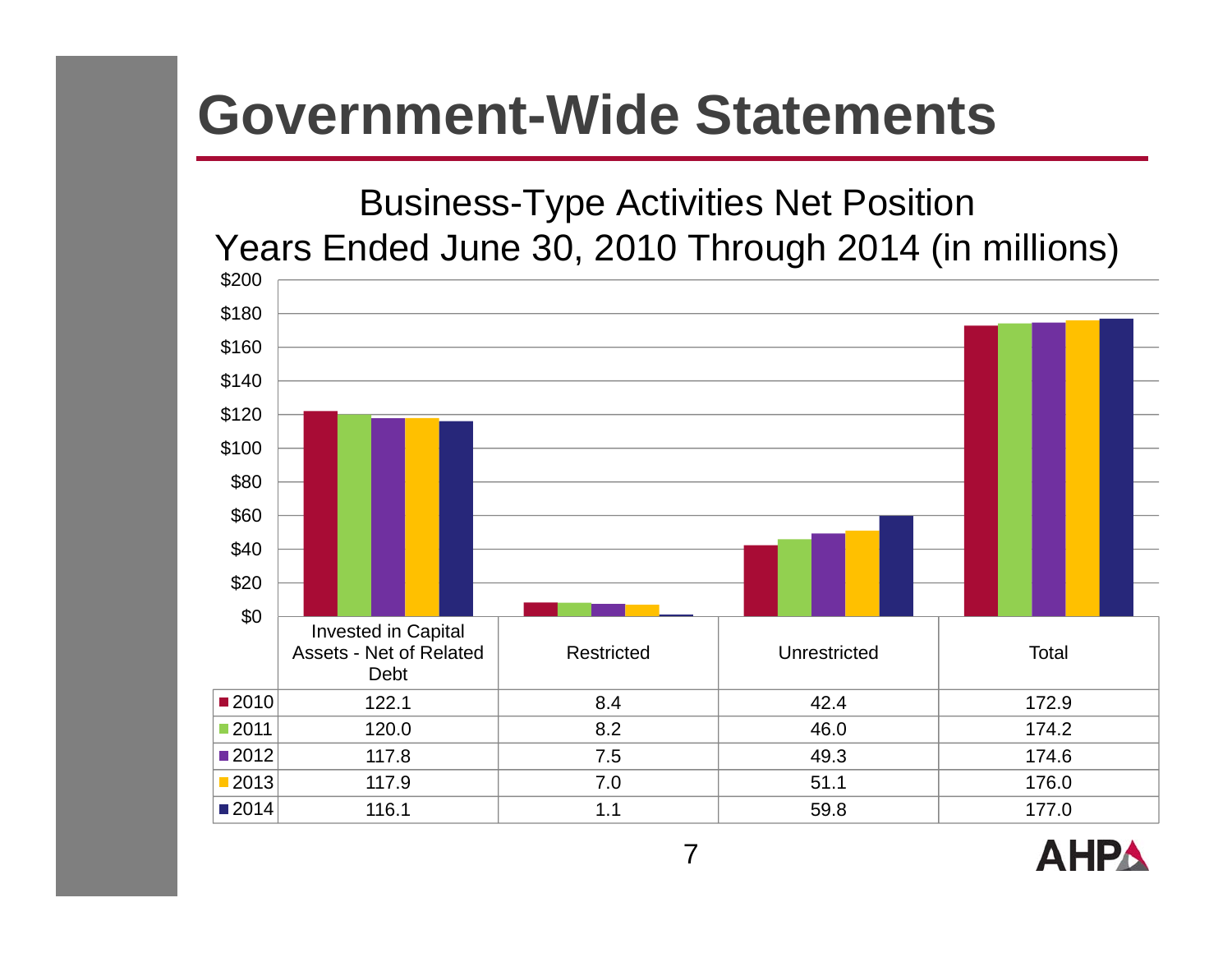# Government-Wide Statements

## Business-Type Activities Net Position
## Years Ended June 30, 2010 Through 2014 (in millions)

| | Invested in Capital Assets - Net of Related Debt | Restricted | Unrestricted | Total |
|---|---|---|---|---|
| 2010 | 122.1 | 8.4 | 42.4 | 172.9 |
| 2011 | 120.0 | 8.2 | 46.0 | 174.2 |
| 2012 | 117.8 | 7.5 | 49.3 | 174.6 |
| 2013 | 117.9 | 7.0 | 51.1 | 176.0 |
| 2014 | 116.1 | 1.1 | 59.8 | 177.0 |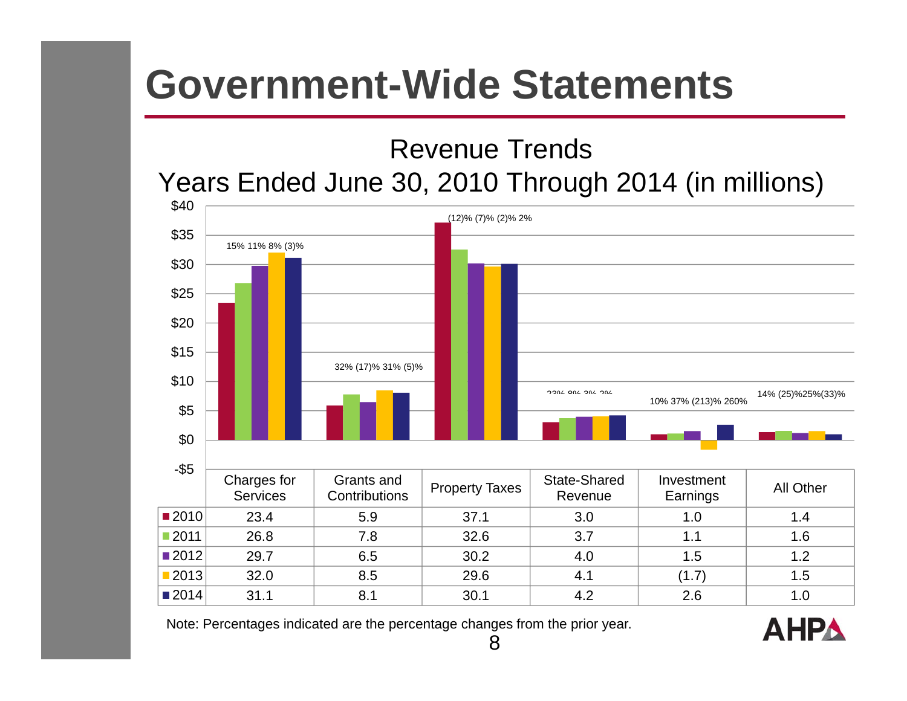# Government-Wide Statements

## Revenue Trends
## Years Ended June 30, 2010 Through 2014 (in millions)

Percentage changes from the prior year:

- Charges for Services: 15% 11% 8% (3)%
- Grants and Contributions: 32% (17)% 31% (5)%
- Property Taxes: (12)% (7)% (2)% 2%
- State-Shared Revenue: 23% 8% 3% 2%
- Investment Earnings: 10% 37% (213)% 260%
- All Other: 14% (25)% 25% (33)%

| | Charges for Services | Grants and Contributions | Property Taxes | State-Shared Revenue | Investment Earnings | All Other |
|---|---|---|---|---|---|---|
| 2010 | 23.4 | 5.9 | 37.1 | 3.0 | 1.0 | 1.4 |
| 2011 | 26.8 | 7.8 | 32.6 | 3.7 | 1.1 | 1.6 |
| 2012 | 29.7 | 6.5 | 30.2 | 4.0 | 1.5 | 1.2 |
| 2013 | 32.0 | 8.5 | 29.6 | 4.1 | (1.7) | 1.5 |
| 2014 | 31.1 | 8.1 | 30.1 | 4.2 | 2.6 | 1.0 |

Note: Percentages indicated are the percentage changes from the prior year.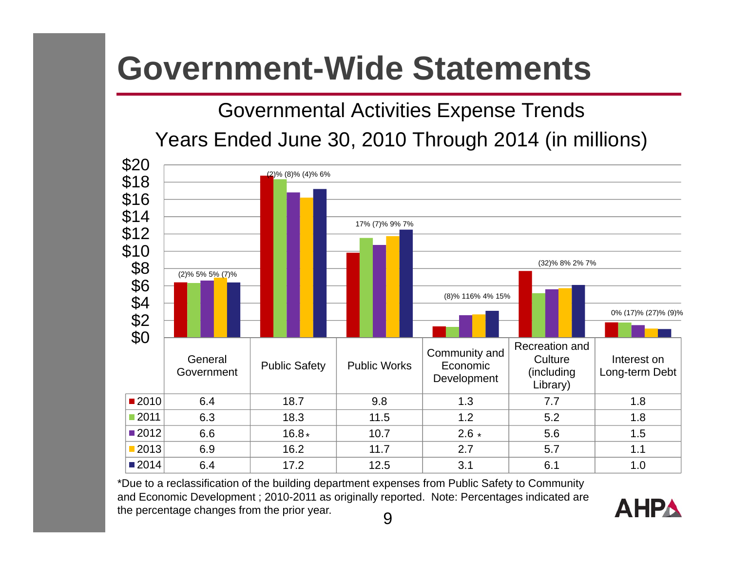# Government-Wide Statements

## Governmental Activities Expense Trends

## Years Ended June 30, 2010 Through 2014 (in millions)

| | General Government | Public Safety | Public Works | Community and Economic Development | Recreation and Culture (including Library) | Interest on Long-term Debt |
|---|---|---|---|---|---|---|
| Change from prior year (2011, 2012, 2013, 2014) | (2)% 5% 5% (7)% | (2)% (8)% (4)% 6% | 17% (7)% 9% 7% | (8)% 116% 4% 15% | (32)% 8% 2% 7% | 0% (17)% (27)% (9)% |
| 2010 | 6.4 | 18.7 | 9.8 | 1.3 | 7.7 | 1.8 |
| 2011 | 6.3 | 18.3 | 11.5 | 1.2 | 5.2 | 1.8 |
| 2012 | 6.6 | 16.8 * | 10.7 | 2.6 * | 5.6 | 1.5 |
| 2013 | 6.9 | 16.2 | 11.7 | 2.7 | 5.7 | 1.1 |
| 2014 | 6.4 | 17.2 | 12.5 | 3.1 | 6.1 | 1.0 |

*Due to a reclassification of the building department expenses from Public Safety to Community and Economic Development ; 2010-2011 as originally reported. Note: Percentages indicated are the percentage changes from the prior year.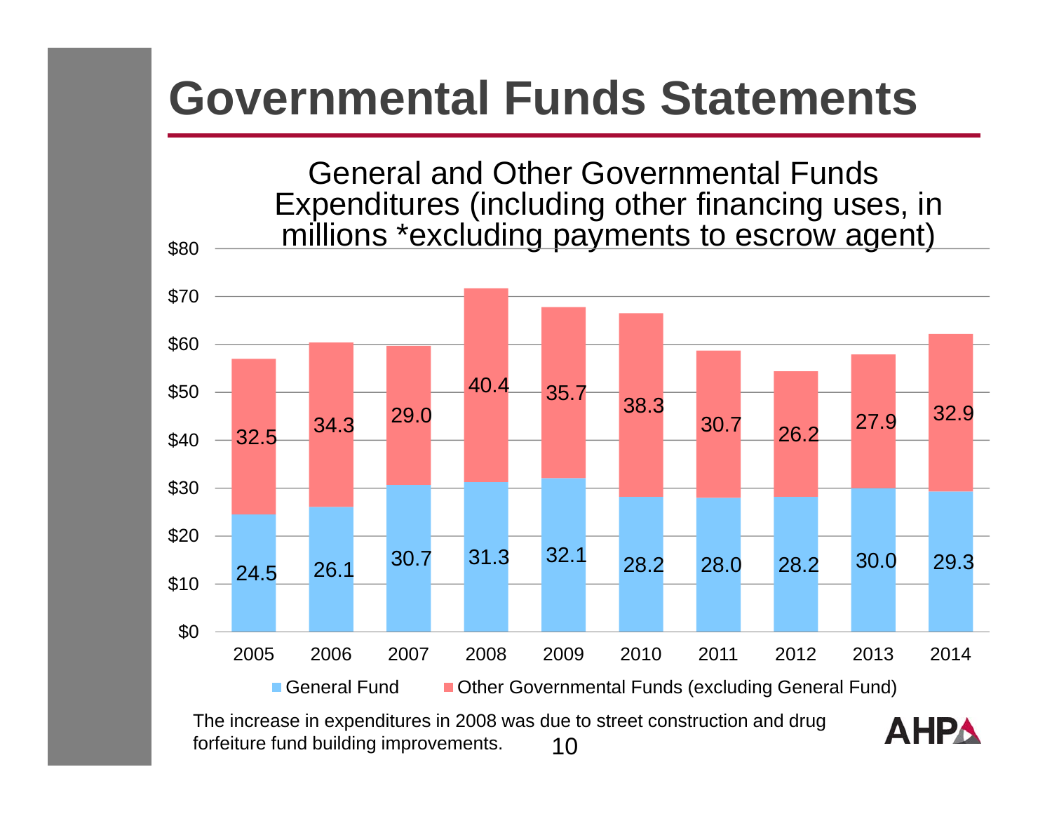# Governmental Funds Statements

General and Other Governmental Funds Expenditures (including other financing uses, in millions *excluding payments to escrow agent)

| Year | General Fund | Other Governmental Funds (excluding General Fund) |
|---|---|---|
| 2005 | 24.5 | 32.5 |
| 2006 | 26.1 | 34.3 |
| 2007 | 30.7 | 29.0 |
| 2008 | 31.3 | 40.4 |
| 2009 | 32.1 | 35.7 |
| 2010 | 28.2 | 38.3 |
| 2011 | 28.0 | 30.7 |
| 2012 | 28.2 | 26.2 |
| 2013 | 30.0 | 27.9 |
| 2014 | 29.3 | 32.9 |

The increase in expenditures in 2008 was due to street construction and drug forfeiture fund building improvements.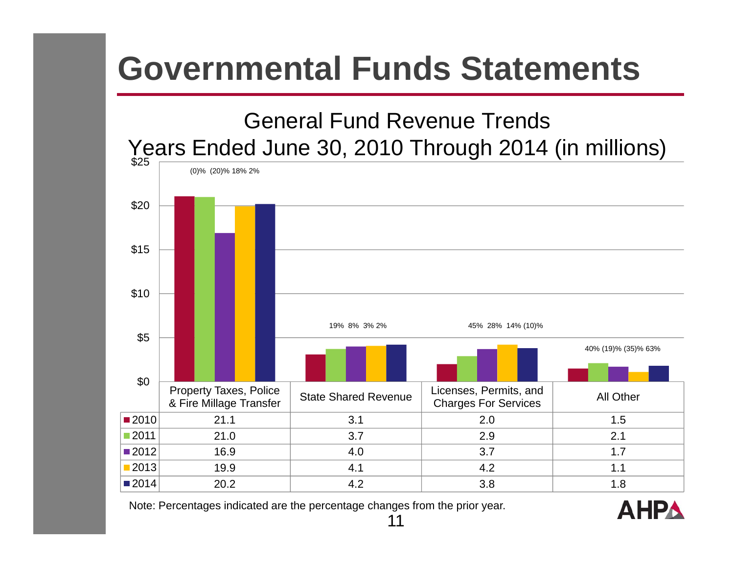# Governmental Funds Statements

## General Fund Revenue Trends
## Years Ended June 30, 2010 Through 2014 (in millions)

| | Property Taxes, Police & Fire Millage Transfer | State Shared Revenue | Licenses, Permits, and Charges For Services | All Other |
|---|---|---|---|---|
| 2010 | 21.1 | 3.1 | 2.0 | 1.5 |
| 2011 | 21.0 | 3.7 | 2.9 | 2.1 |
| 2012 | 16.9 | 4.0 | 3.7 | 1.7 |
| 2013 | 19.9 | 4.1 | 4.2 | 1.1 |
| 2014 | 20.2 | 4.2 | 3.8 | 1.8 |

Percentage changes from prior year:

- Property Taxes, Police & Fire Millage Transfer: (0)% (20)% 18% 2%
- State Shared Revenue: 19% 8% 3% 2%
- Licenses, Permits, and Charges For Services: 45% 28% 14% (10)%
- All Other: 40% (19)% (35)% 63%

Note: Percentages indicated are the percentage changes from the prior year.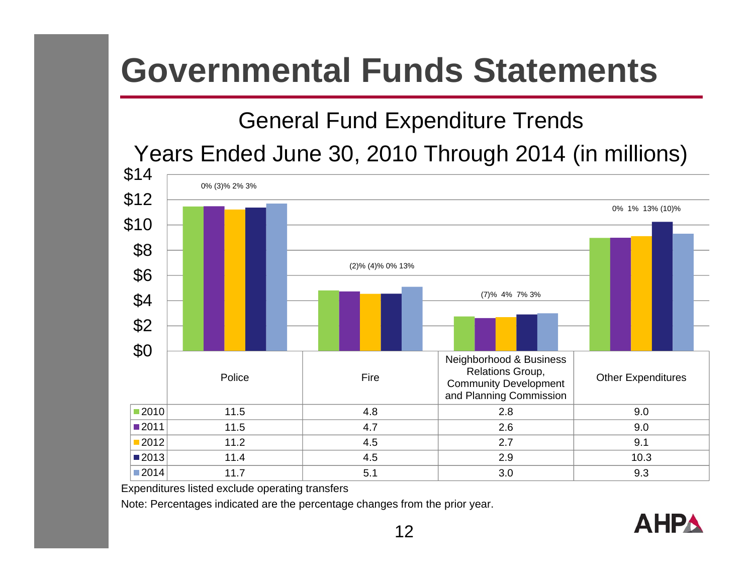# Governmental Funds Statements

## General Fund Expenditure Trends

## Years Ended June 30, 2010 Through 2014 (in millions)

| | Police | Fire | Neighborhood & Business Relations Group, Community Development and Planning Commission | Other Expenditures |
|---|---|---|---|---|
| 2010 | 11.5 | 4.8 | 2.8 | 9.0 |
| 2011 | 11.5 | 4.7 | 2.6 | 9.0 |
| 2012 | 11.2 | 4.5 | 2.7 | 9.1 |
| 2013 | 11.4 | 4.5 | 2.9 | 10.3 |
| 2014 | 11.7 | 5.1 | 3.0 | 9.3 |

Percentage changes shown on chart:

- Police: 0% (3)% 2% 3%
- Fire: (2)% (4)% 0% 13%
- Neighborhood & Business Relations Group, Community Development and Planning Commission: (7)% 4% 7% 3%
- Other Expenditures: 0% 1% 13% (10)%

Expenditures listed exclude operating transfers

Note: Percentages indicated are the percentage changes from the prior year.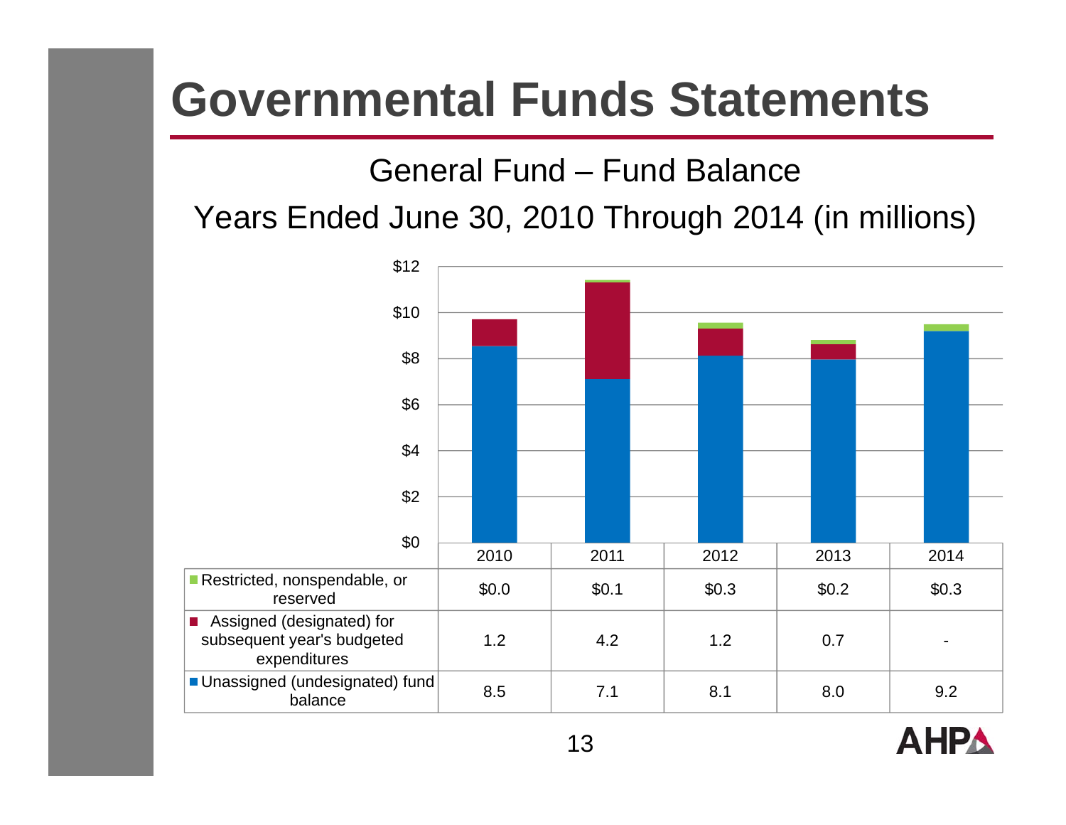# Governmental Funds Statements

## General Fund – Fund Balance

## Years Ended June 30, 2010 Through 2014 (in millions)

| | 2010 | 2011 | 2012 | 2013 | 2014 |
|---|---|---|---|---|---|
| Restricted, nonspendable, or reserved | $0.0 | $0.1 | $0.3 | $0.2 | $0.3 |
| Assigned (designated) for subsequent year's budgeted expenditures | 1.2 | 4.2 | 1.2 | 0.7 | - |
| Unassigned (undesignated) fund balance | 8.5 | 7.1 | 8.1 | 8.0 | 9.2 |

AHP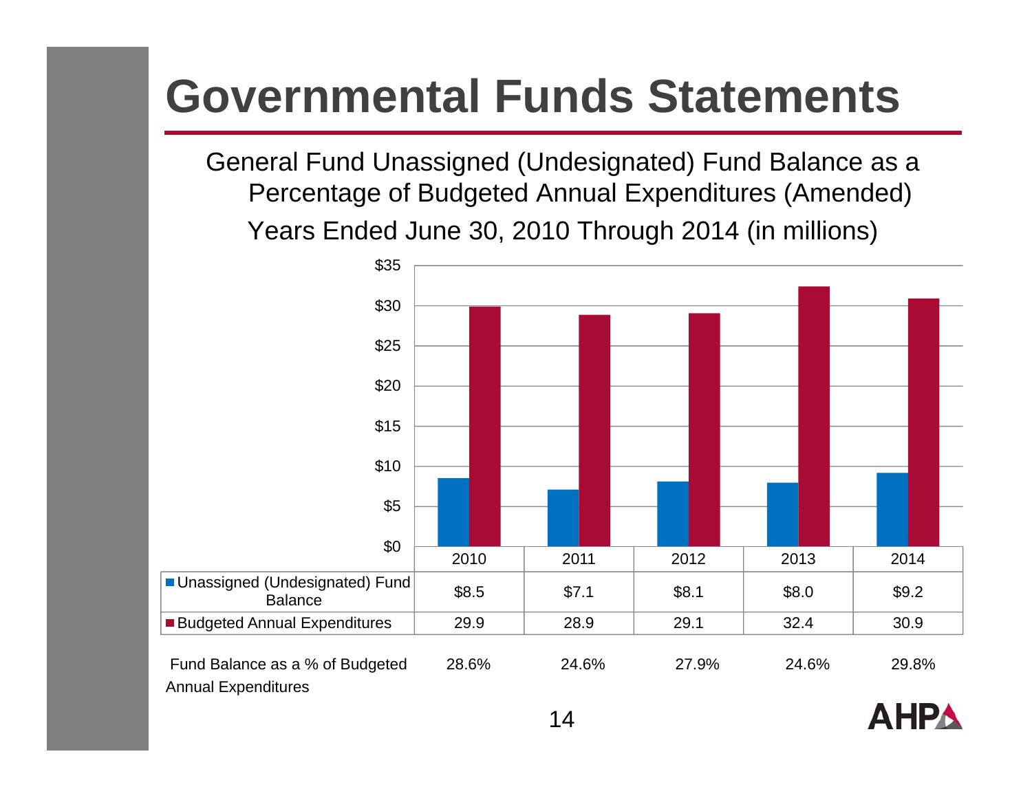# Governmental Funds Statements

General Fund Unassigned (Undesignated) Fund Balance as a Percentage of Budgeted Annual Expenditures (Amended)

Years Ended June 30, 2010 Through 2014 (in millions)

| | 2010 | 2011 | 2012 | 2013 | 2014 |
|---|---|---|---|---|---|
| Unassigned (Undesignated) Fund Balance | $8.5 | $7.1 | $8.1 | $8.0 | $9.2 |
| Budgeted Annual Expenditures | 29.9 | 28.9 | 29.1 | 32.4 | 30.9 |
| Fund Balance as a % of Budgeted Annual Expenditures | 28.6% | 24.6% | 27.9% | 24.6% | 29.8% |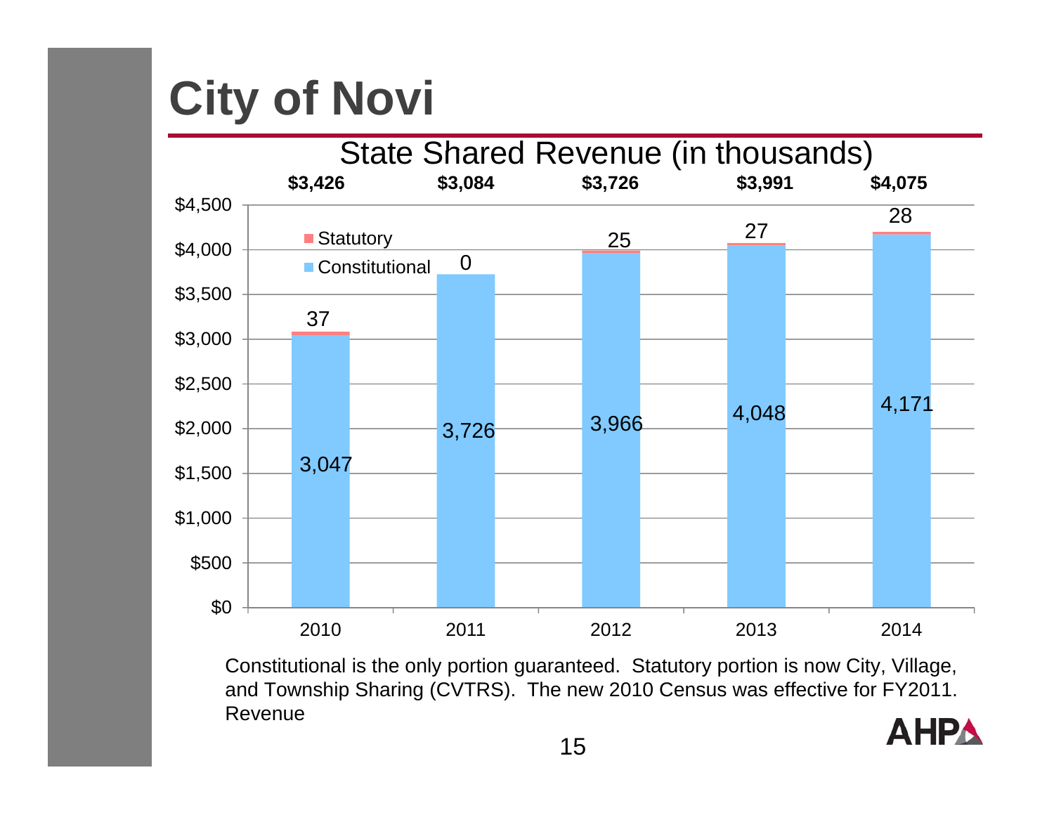# City of Novi

## State Shared Revenue (in thousands)

| | 2010 | 2011 | 2012 | 2013 | 2014 |
|---|---|---|---|---|---|
| Total | $3,426 | $3,084 | $3,726 | $3,991 | $4,075 |
| Statutory | 37 | 0 | 25 | 27 | 28 |
| Constitutional | 3,047 | 3,726 | 3,966 | 4,048 | 4,171 |

Constitutional is the only portion guaranteed. Statutory portion is now City, Village, and Township Sharing (CVTRS). The new 2010 Census was effective for FY2011. Revenue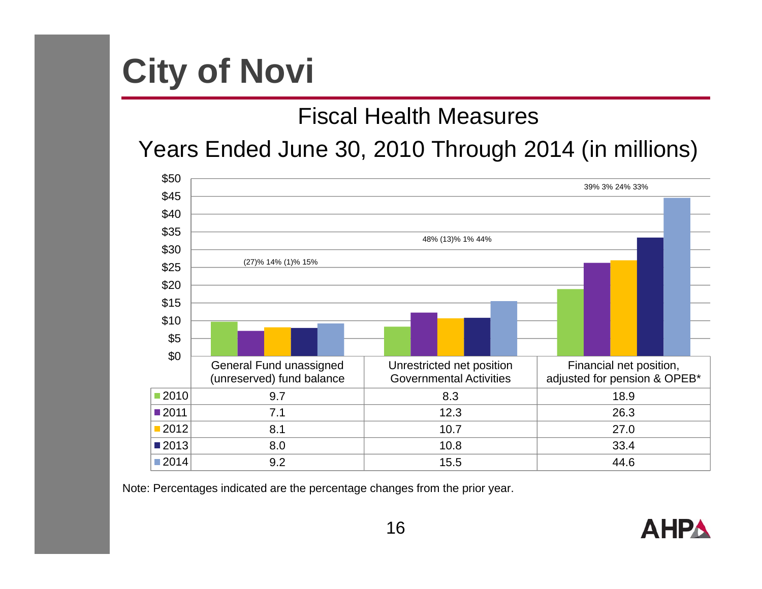# City of Novi

## Fiscal Health Measures

## Years Ended June 30, 2010 Through 2014 (in millions)

| | General Fund unassigned (unreserved) fund balance | Unrestricted net position Governmental Activities | Financial net position, adjusted for pension & OPEB* |
|---|---|---|---|
| 2010 | 9.7 | 8.3 | 18.9 |
| 2011 | 7.1 | 12.3 | 26.3 |
| 2012 | 8.1 | 10.7 | 27.0 |
| 2013 | 8.0 | 10.8 | 33.4 |
| 2014 | 9.2 | 15.5 | 44.6 |
| Percentage changes | (27)% 14% (1)% 15% | 48% (13)% 1% 44% | 39% 3% 24% 33% |

Note: Percentages indicated are the percentage changes from the prior year.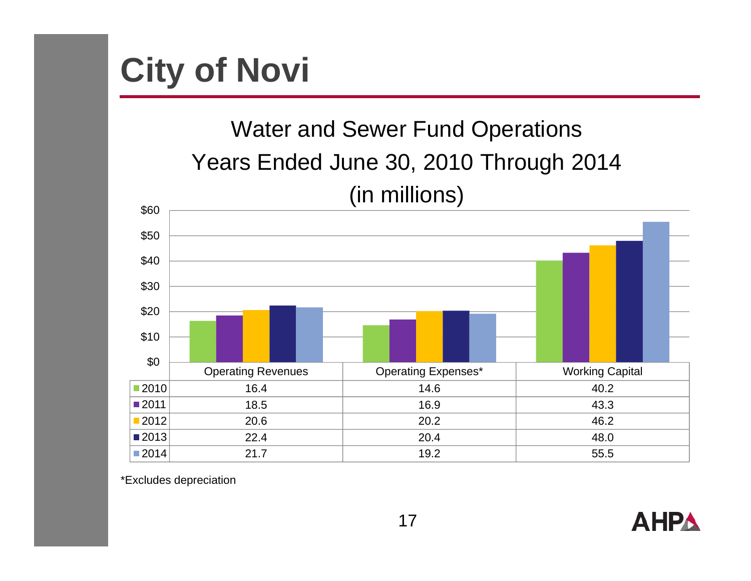# City of Novi

## Water and Sewer Fund Operations
## Years Ended June 30, 2010 Through 2014
## (in millions)

| | Operating Revenues | Operating Expenses* | Working Capital |
|---|---|---|---|
| 2010 | 16.4 | 14.6 | 40.2 |
| 2011 | 18.5 | 16.9 | 43.3 |
| 2012 | 20.6 | 20.2 | 46.2 |
| 2013 | 22.4 | 20.4 | 48.0 |
| 2014 | 21.7 | 19.2 | 55.5 |

*Excludes depreciation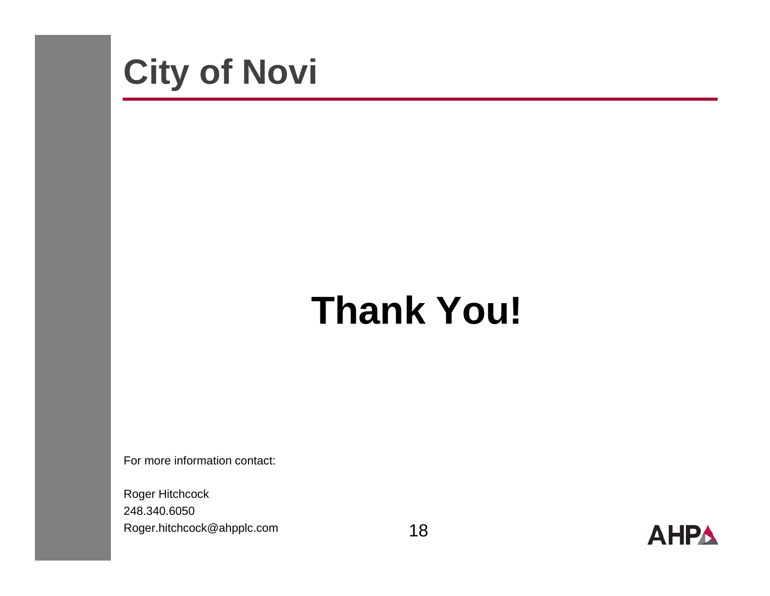# City of Novi

## Thank You!

For more information contact:

Roger Hitchcock
248.340.6050
Roger.hitchcock@ahpplc.com

AHP